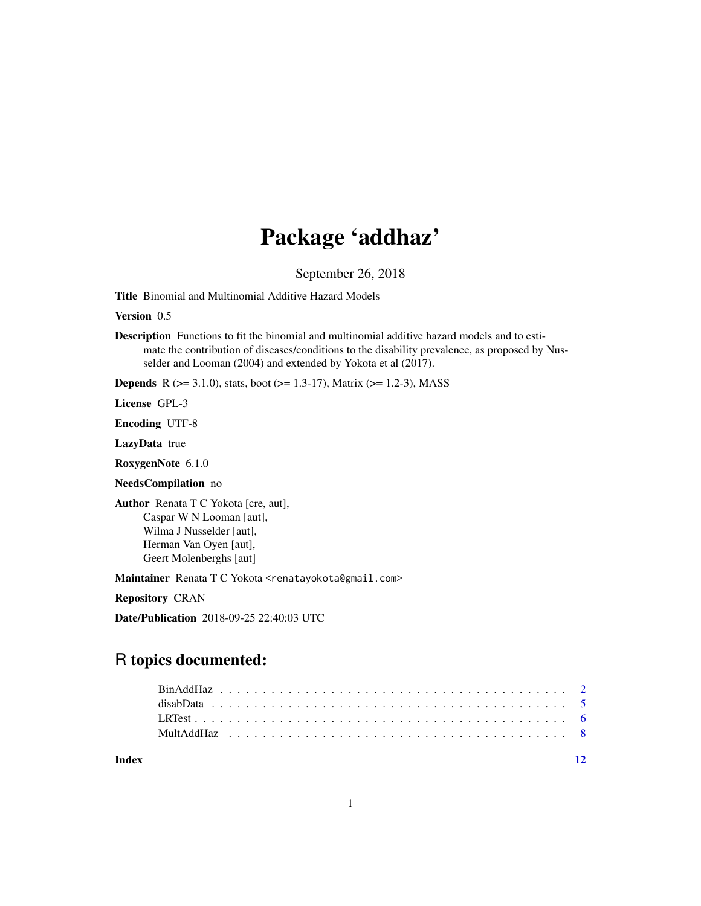# Package 'addhaz'

September 26, 2018

**Title** Binomial and Multinomial Additive Hazard Models

**Version** 0.5

**Description** Functions to fit the binomial and multinomial additive hazard models and to estimate the contribution of diseases/conditions to the disability prevalence, as proposed by Nusselder and Looman (2004) and extended by Yokota et al (2017).

**Depends** R (>= 3.1.0), stats, boot (>= 1.3-17), Matrix (>= 1.2-3), MASS

**License** GPL-3

**Encoding** UTF-8

**LazyData** true

**RoxygenNote** 6.1.0

**NeedsCompilation** no

**Author** Renata T C Yokota [cre, aut],
Caspar W N Looman [aut],
Wilma J Nusselder [aut],
Herman Van Oyen [aut],
Geert Molenberghs [aut]

**Maintainer** Renata T C Yokota <renatayokota@gmail.com>

**Repository** CRAN

**Date/Publication** 2018-09-25 22:40:03 UTC

## R topics documented:

| | |
|---|---|
| BinAddHaz | 2 |
| disabData | 5 |
| LRTest | 6 |
| MultAddHaz | 8 |
| **Index** | **12** |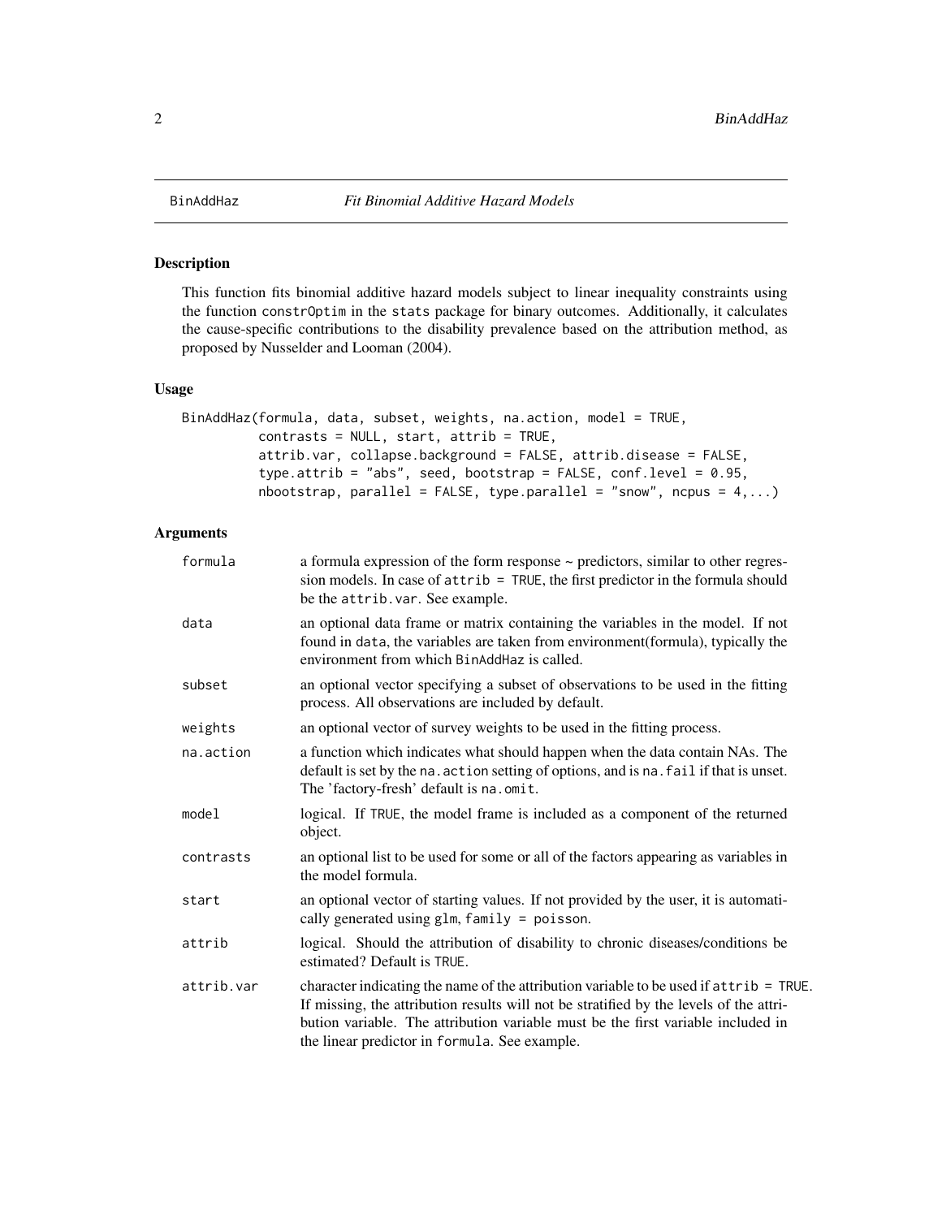BinAddHaz *Fit Binomial Additive Hazard Models*

## Description

This function fits binomial additive hazard models subject to linear inequality constraints using the function constrOptim in the stats package for binary outcomes. Additionally, it calculates the cause-specific contributions to the disability prevalence based on the attribution method, as proposed by Nusselder and Looman (2004).

## Usage

```
BinAddHaz(formula, data, subset, weights, na.action, model = TRUE,
          contrasts = NULL, start, attrib = TRUE,
          attrib.var, collapse.background = FALSE, attrib.disease = FALSE,
          type.attrib = "abs", seed, bootstrap = FALSE, conf.level = 0.95,
          nbootstrap, parallel = FALSE, type.parallel = "snow", ncpus = 4,...)
```

## Arguments

| | |
|---|---|
| formula | a formula expression of the form response ~ predictors, similar to other regression models. In case of attrib = TRUE, the first predictor in the formula should be the attrib.var. See example. |
| data | an optional data frame or matrix containing the variables in the model. If not found in data, the variables are taken from environment(formula), typically the environment from which BinAddHaz is called. |
| subset | an optional vector specifying a subset of observations to be used in the fitting process. All observations are included by default. |
| weights | an optional vector of survey weights to be used in the fitting process. |
| na.action | a function which indicates what should happen when the data contain NAs. The default is set by the na.action setting of options, and is na.fail if that is unset. The 'factory-fresh' default is na.omit. |
| model | logical. If TRUE, the model frame is included as a component of the returned object. |
| contrasts | an optional list to be used for some or all of the factors appearing as variables in the model formula. |
| start | an optional vector of starting values. If not provided by the user, it is automatically generated using glm, family = poisson. |
| attrib | logical. Should the attribution of disability to chronic diseases/conditions be estimated? Default is TRUE. |
| attrib.var | character indicating the name of the attribution variable to be used if attrib = TRUE. If missing, the attribution results will not be stratified by the levels of the attribution variable. The attribution variable must be the first variable included in the linear predictor in formula. See example. |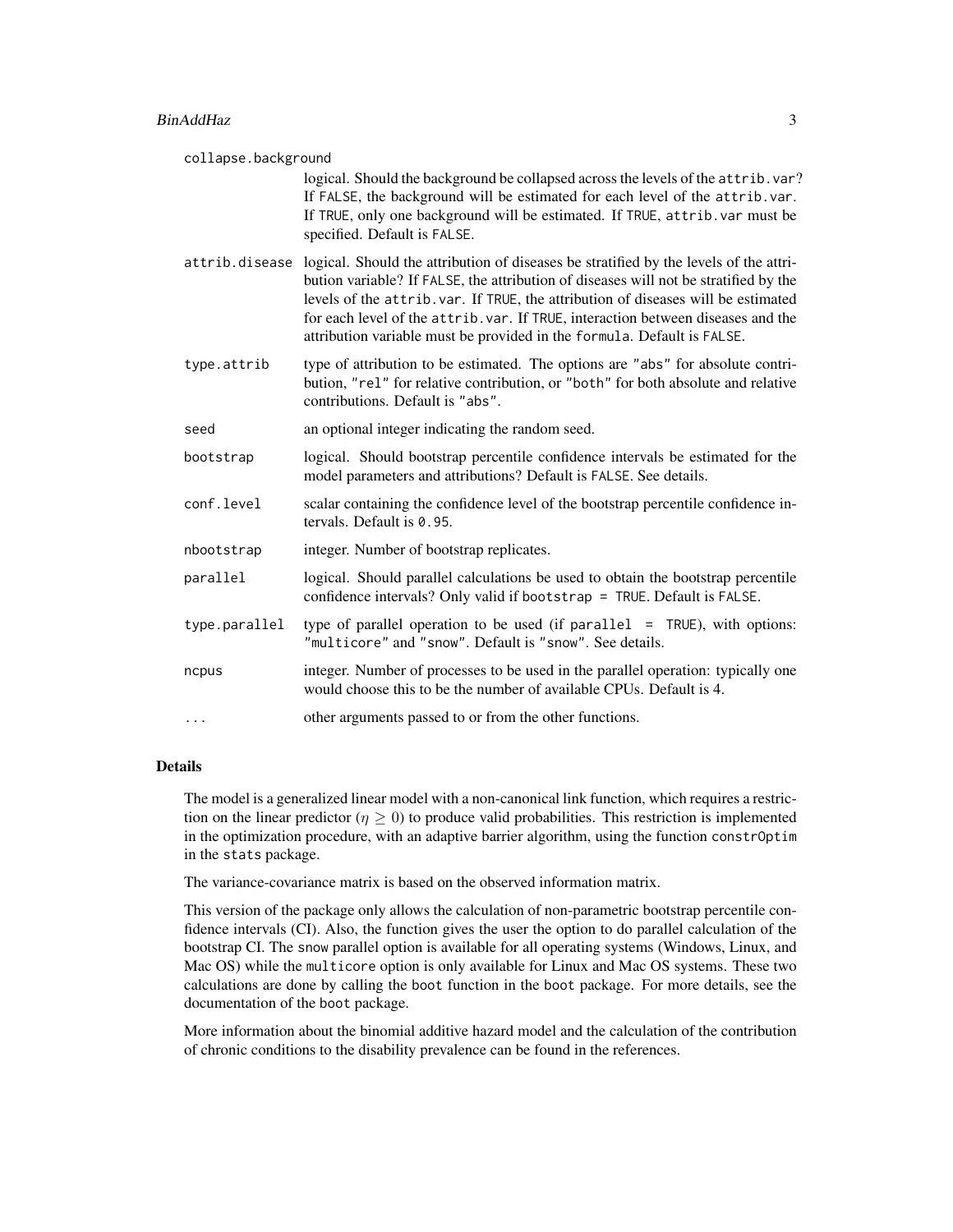collapse.background
: logical. Should the background be collapsed across the levels of the `attrib.var`? If `FALSE`, the background will be estimated for each level of the `attrib.var`. If `TRUE`, only one background will be estimated. If `TRUE`, `attrib.var` must be specified. Default is `FALSE`.

attrib.disease
: logical. Should the attribution of diseases be stratified by the levels of the attribution variable? If `FALSE`, the attribution of diseases will not be stratified by the levels of the `attrib.var`. If `TRUE`, the attribution of diseases will be estimated for each level of the `attrib.var`. If `TRUE`, interaction between diseases and the attribution variable must be provided in the `formula`. Default is `FALSE`.

type.attrib
: type of attribution to be estimated. The options are `"abs"` for absolute contribution, `"rel"` for relative contribution, or `"both"` for both absolute and relative contributions. Default is `"abs"`.

seed
: an optional integer indicating the random seed.

bootstrap
: logical. Should bootstrap percentile confidence intervals be estimated for the model parameters and attributions? Default is `FALSE`. See details.

conf.level
: scalar containing the confidence level of the bootstrap percentile confidence intervals. Default is `0.95`.

nbootstrap
: integer. Number of bootstrap replicates.

parallel
: logical. Should parallel calculations be used to obtain the bootstrap percentile confidence intervals? Only valid if `bootstrap = TRUE`. Default is `FALSE`.

type.parallel
: type of parallel operation to be used (if `parallel = TRUE`), with options: `"multicore"` and `"snow"`. Default is `"snow"`. See details.

ncpus
: integer. Number of processes to be used in the parallel operation: typically one would choose this to be the number of available CPUs. Default is 4.

...
: other arguments passed to or from the other functions.

## Details

The model is a generalized linear model with a non-canonical link function, which requires a restriction on the linear predictor ($\eta \geq 0$) to produce valid probabilities. This restriction is implemented in the optimization procedure, with an adaptive barrier algorithm, using the function `constrOptim` in the `stats` package.

The variance-covariance matrix is based on the observed information matrix.

This version of the package only allows the calculation of non-parametric bootstrap percentile confidence intervals (CI). Also, the function gives the user the option to do parallel calculation of the bootstrap CI. The `snow` parallel option is available for all operating systems (Windows, Linux, and Mac OS) while the `multicore` option is only available for Linux and Mac OS systems. These two calculations are done by calling the `boot` function in the `boot` package. For more details, see the documentation of the `boot` package.

More information about the binomial additive hazard model and the calculation of the contribution of chronic conditions to the disability prevalence can be found in the references.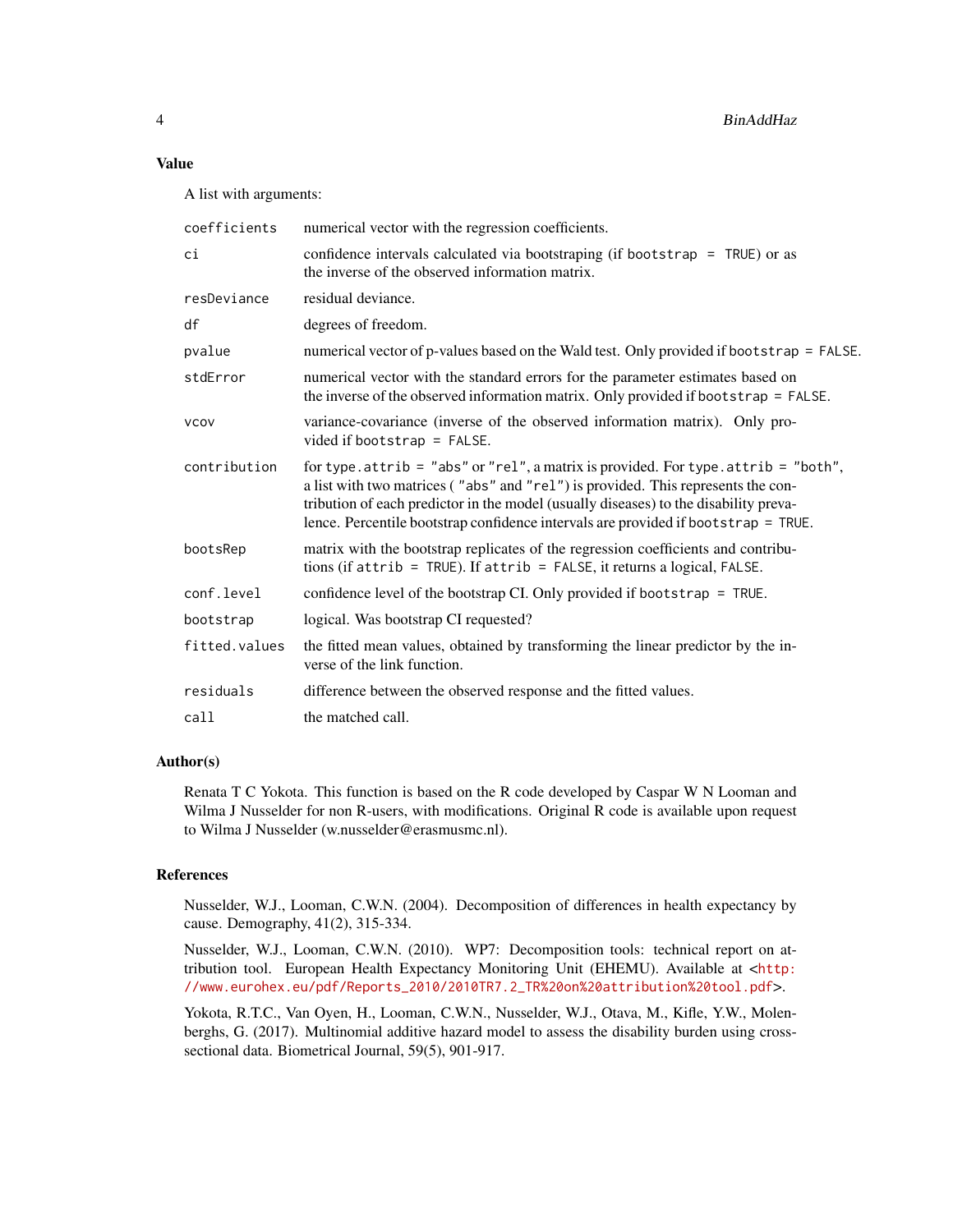## Value

A list with arguments:

| | |
|---|---|
| `coefficients` | numerical vector with the regression coefficients. |
| `ci` | confidence intervals calculated via bootstraping (if `bootstrap = TRUE`) or as the inverse of the observed information matrix. |
| `resDeviance` | residual deviance. |
| `df` | degrees of freedom. |
| `pvalue` | numerical vector of p-values based on the Wald test. Only provided if `bootstrap = FALSE`. |
| `stdError` | numerical vector with the standard errors for the parameter estimates based on the inverse of the observed information matrix. Only provided if `bootstrap = FALSE`. |
| `vcov` | variance-covariance (inverse of the observed information matrix). Only provided if `bootstrap = FALSE`. |
| `contribution` | for `type.attrib = "abs"` or `"rel"`, a matrix is provided. For `type.attrib = "both"`, a list with two matrices ( `"abs"` and `"rel"`) is provided. This represents the contribution of each predictor in the model (usually diseases) to the disability prevalence. Percentile bootstrap confidence intervals are provided if `bootstrap = TRUE`. |
| `bootsRep` | matrix with the bootstrap replicates of the regression coefficients and contributions (if `attrib = TRUE`). If `attrib = FALSE`, it returns a logical, `FALSE`. |
| `conf.level` | confidence level of the bootstrap CI. Only provided if `bootstrap = TRUE`. |
| `bootstrap` | logical. Was bootstrap CI requested? |
| `fitted.values` | the fitted mean values, obtained by transforming the linear predictor by the inverse of the link function. |
| `residuals` | difference between the observed response and the fitted values. |
| `call` | the matched call. |

## Author(s)

Renata T C Yokota. This function is based on the R code developed by Caspar W N Looman and Wilma J Nusselder for non R-users, with modifications. Original R code is available upon request to Wilma J Nusselder (w.nusselder@erasmusmc.nl).

## References

Nusselder, W.J., Looman, C.W.N. (2004). Decomposition of differences in health expectancy by cause. Demography, 41(2), 315-334.

Nusselder, W.J., Looman, C.W.N. (2010). WP7: Decomposition tools: technical report on attribution tool. European Health Expectancy Monitoring Unit (EHEMU). Available at <http://www.eurohex.eu/pdf/Reports_2010/2010TR7.2_TR%20on%20attribution%20tool.pdf>.

Yokota, R.T.C., Van Oyen, H., Looman, C.W.N., Nusselder, W.J., Otava, M., Kifle, Y.W., Molenberghs, G. (2017). Multinomial additive hazard model to assess the disability burden using cross-sectional data. Biometrical Journal, 59(5), 901-917.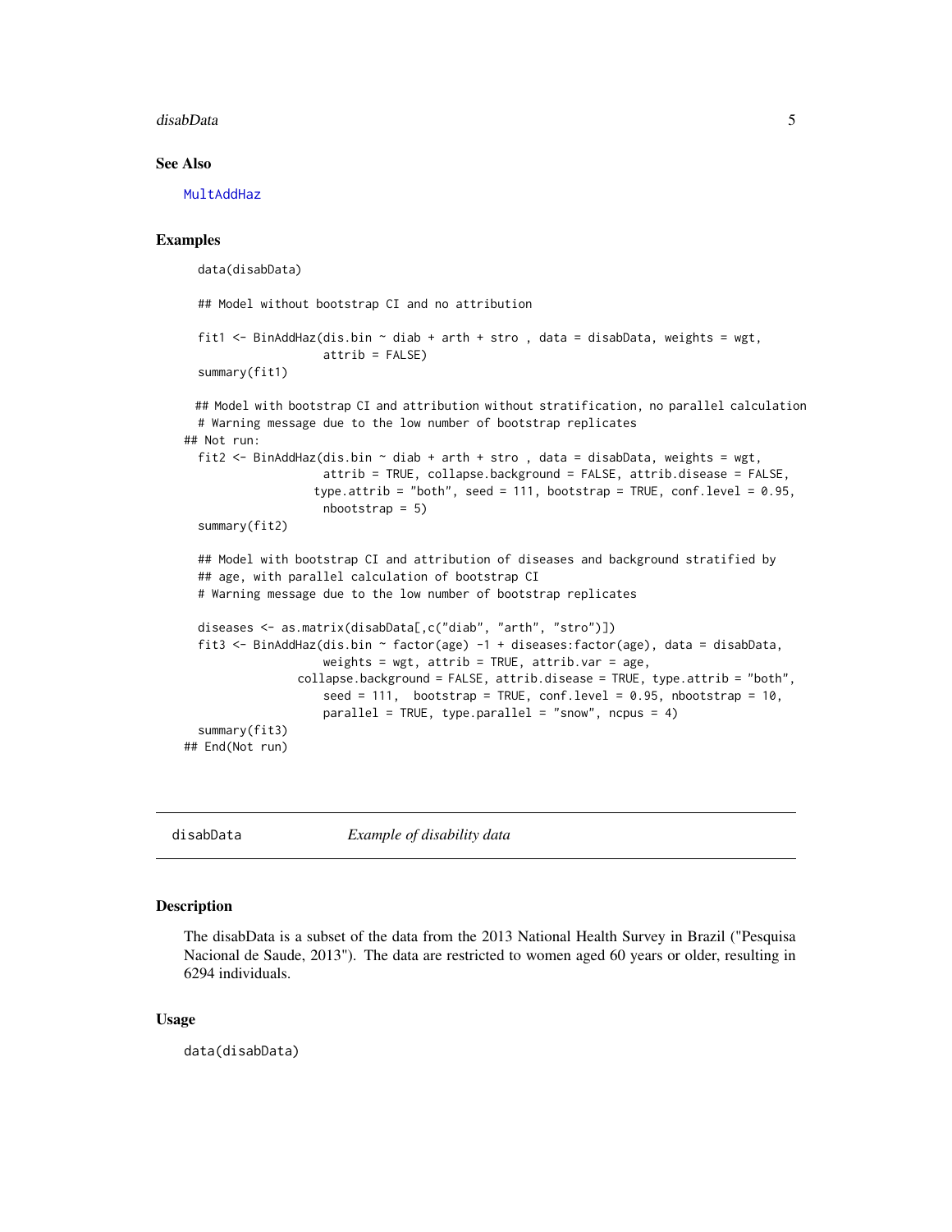### See Also

MultAddHaz

### Examples

```
  data(disabData)

  ## Model without bootstrap CI and no attribution

  fit1 <- BinAddHaz(dis.bin ~ diab + arth + stro , data = disabData, weights = wgt,
                    attrib = FALSE)
  summary(fit1)

 ## Model with bootstrap CI and attribution without stratification, no parallel calculation
  # Warning message due to the low number of bootstrap replicates
## Not run:
  fit2 <- BinAddHaz(dis.bin ~ diab + arth + stro , data = disabData, weights = wgt,
                    attrib = TRUE, collapse.background = FALSE, attrib.disease = FALSE,
                   type.attrib = "both", seed = 111, bootstrap = TRUE, conf.level = 0.95,
                    nbootstrap = 5)
  summary(fit2)

  ## Model with bootstrap CI and attribution of diseases and background stratified by
  ## age, with parallel calculation of bootstrap CI
  # Warning message due to the low number of bootstrap replicates

  diseases <- as.matrix(disabData[,c("diab", "arth", "stro")])
  fit3 <- BinAddHaz(dis.bin ~ factor(age) -1 + diseases:factor(age), data = disabData,
                    weights = wgt, attrib = TRUE, attrib.var = age,
                 collapse.background = FALSE, attrib.disease = TRUE, type.attrib = "both",
                    seed = 111,  bootstrap = TRUE, conf.level = 0.95, nbootstrap = 10,
                    parallel = TRUE, type.parallel = "snow", ncpus = 4)
  summary(fit3)
## End(Not run)
```

---

## disabData — *Example of disability data*

### Description

The disabData is a subset of the data from the 2013 National Health Survey in Brazil ("Pesquisa Nacional de Saude, 2013"). The data are restricted to women aged 60 years or older, resulting in 6294 individuals.

### Usage

```
data(disabData)
```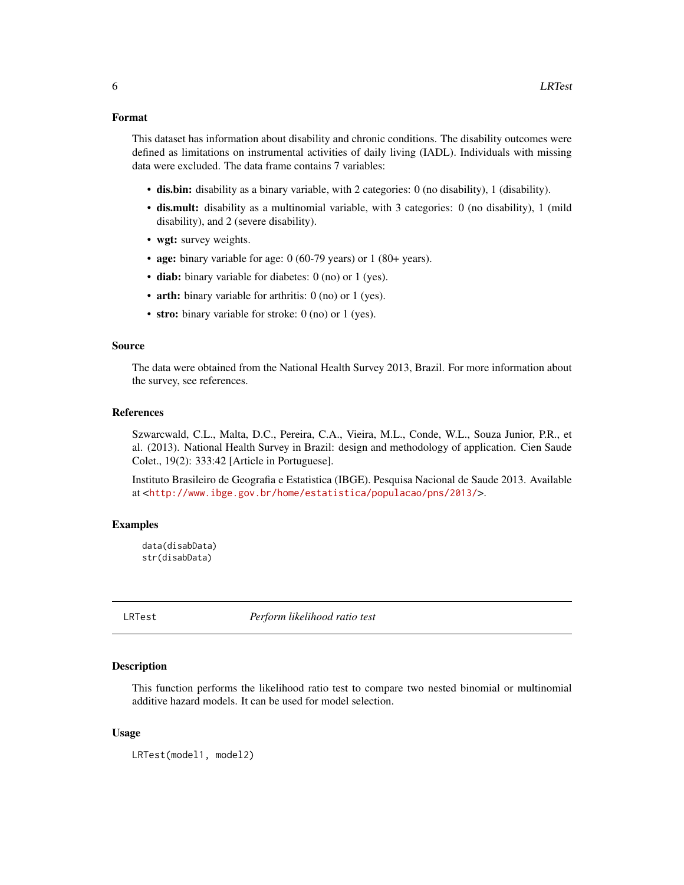### Format

This dataset has information about disability and chronic conditions. The disability outcomes were defined as limitations on instrumental activities of daily living (IADL). Individuals with missing data were excluded. The data frame contains 7 variables:

- **dis.bin:** disability as a binary variable, with 2 categories: 0 (no disability), 1 (disability).
- **dis.mult:** disability as a multinomial variable, with 3 categories: 0 (no disability), 1 (mild disability), and 2 (severe disability).
- **wgt:** survey weights.
- **age:** binary variable for age: 0 (60-79 years) or 1 (80+ years).
- **diab:** binary variable for diabetes: 0 (no) or 1 (yes).
- **arth:** binary variable for arthritis: 0 (no) or 1 (yes).
- **stro:** binary variable for stroke: 0 (no) or 1 (yes).

### Source

The data were obtained from the National Health Survey 2013, Brazil. For more information about the survey, see references.

### References

Szwarcwald, C.L., Malta, D.C., Pereira, C.A., Vieira, M.L., Conde, W.L., Souza Junior, P.R., et al. (2013). National Health Survey in Brazil: design and methodology of application. Cien Saude Colet., 19(2): 333:42 [Article in Portuguese].

Instituto Brasileiro de Geografia e Estatistica (IBGE). Pesquisa Nacional de Saude 2013. Available at <http://www.ibge.gov.br/home/estatistica/populacao/pns/2013/>.

### Examples

```
data(disabData)
str(disabData)
```

---

## LRTest — *Perform likelihood ratio test*

### Description

This function performs the likelihood ratio test to compare two nested binomial or multinomial additive hazard models. It can be used for model selection.

### Usage

```
LRTest(model1, model2)
```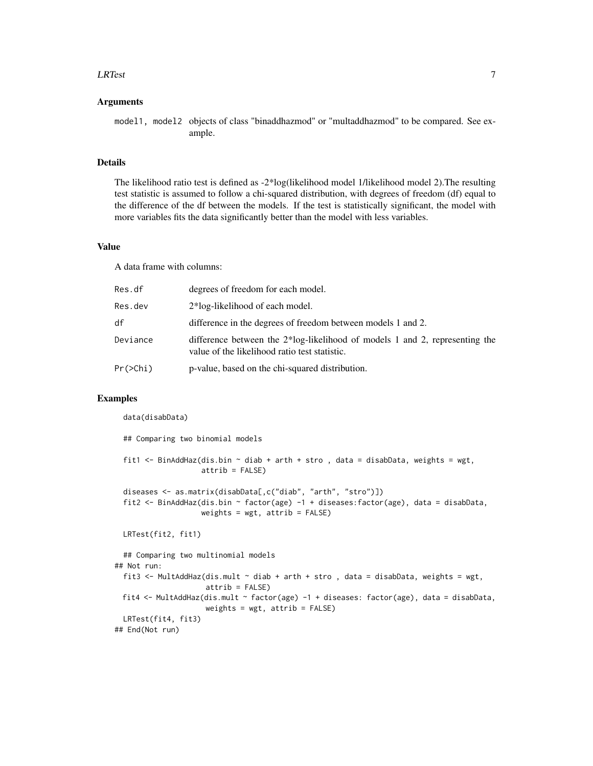## Arguments

| | |
|---|---|
| model1, model2 | objects of class "binaddhazmod" or "multaddhazmod" to be compared. See example. |

## Details

The likelihood ratio test is defined as -2*log(likelihood model 1/likelihood model 2).The resulting test statistic is assumed to follow a chi-squared distribution, with degrees of freedom (df) equal to the difference of the df between the models. If the test is statistically significant, the model with more variables fits the data significantly better than the model with less variables.

## Value

A data frame with columns:

| | |
|---|---|
| Res.df | degrees of freedom for each model. |
| Res.dev | 2*log-likelihood of each model. |
| df | difference in the degrees of freedom between models 1 and 2. |
| Deviance | difference between the 2*log-likelihood of models 1 and 2, representing the value of the likelihood ratio test statistic. |
| Pr(>Chi) | p-value, based on the chi-squared distribution. |

## Examples

```
  data(disabData)

  ## Comparing two binomial models

  fit1 <- BinAddHaz(dis.bin ~ diab + arth + stro , data = disabData, weights = wgt,
                   attrib = FALSE)

  diseases <- as.matrix(disabData[,c("diab", "arth", "stro")])
  fit2 <- BinAddHaz(dis.bin ~ factor(age) -1 + diseases:factor(age), data = disabData,
                   weights = wgt, attrib = FALSE)

  LRTest(fit2, fit1)

  ## Comparing two multinomial models
## Not run:
  fit3 <- MultAddHaz(dis.mult ~ diab + arth + stro , data = disabData, weights = wgt,
                    attrib = FALSE)
  fit4 <- MultAddHaz(dis.mult ~ factor(age) -1 + diseases: factor(age), data = disabData,
                    weights = wgt, attrib = FALSE)
  LRTest(fit4, fit3)
## End(Not run)
```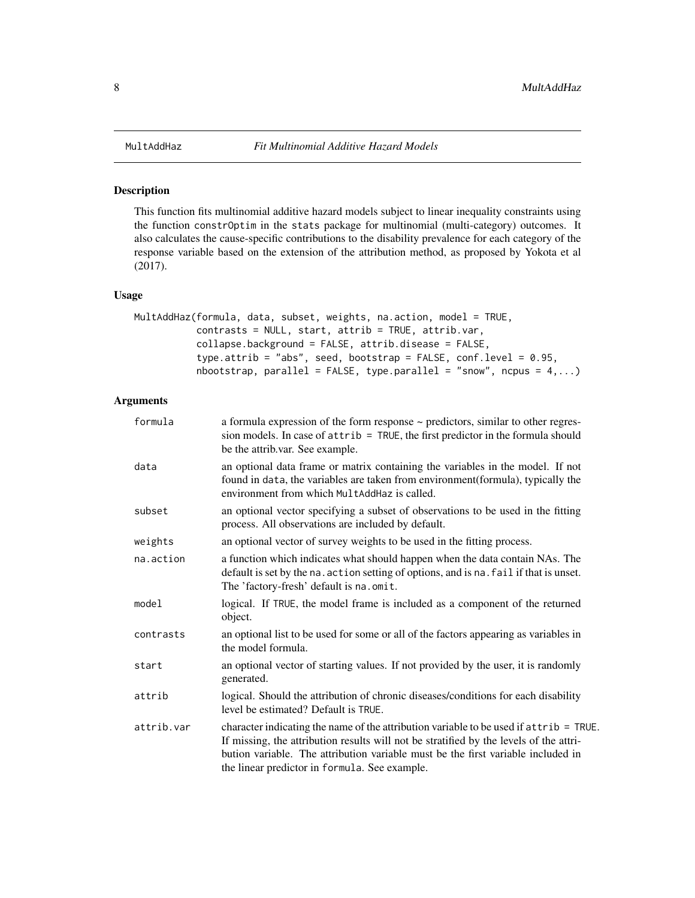MultAddHaz *Fit Multinomial Additive Hazard Models*

## Description

This function fits multinomial additive hazard models subject to linear inequality constraints using the function constrOptim in the stats package for multinomial (multi-category) outcomes. It also calculates the cause-specific contributions to the disability prevalence for each category of the response variable based on the extension of the attribution method, as proposed by Yokota et al (2017).

## Usage

```
MultAddHaz(formula, data, subset, weights, na.action, model = TRUE,
           contrasts = NULL, start, attrib = TRUE, attrib.var,
           collapse.background = FALSE, attrib.disease = FALSE,
           type.attrib = "abs", seed, bootstrap = FALSE, conf.level = 0.95,
           nbootstrap, parallel = FALSE, type.parallel = "snow", ncpus = 4,...)
```

## Arguments

| | |
|---|---|
| formula | a formula expression of the form response ~ predictors, similar to other regression models. In case of attrib = TRUE, the first predictor in the formula should be the attrib.var. See example. |
| data | an optional data frame or matrix containing the variables in the model. If not found in data, the variables are taken from environment(formula), typically the environment from which MultAddHaz is called. |
| subset | an optional vector specifying a subset of observations to be used in the fitting process. All observations are included by default. |
| weights | an optional vector of survey weights to be used in the fitting process. |
| na.action | a function which indicates what should happen when the data contain NAs. The default is set by the na.action setting of options, and is na.fail if that is unset. The 'factory-fresh' default is na.omit. |
| model | logical. If TRUE, the model frame is included as a component of the returned object. |
| contrasts | an optional list to be used for some or all of the factors appearing as variables in the model formula. |
| start | an optional vector of starting values. If not provided by the user, it is randomly generated. |
| attrib | logical. Should the attribution of chronic diseases/conditions for each disability level be estimated? Default is TRUE. |
| attrib.var | character indicating the name of the attribution variable to be used if attrib = TRUE. If missing, the attribution results will not be stratified by the levels of the attribution variable. The attribution variable must be the first variable included in the linear predictor in formula. See example. |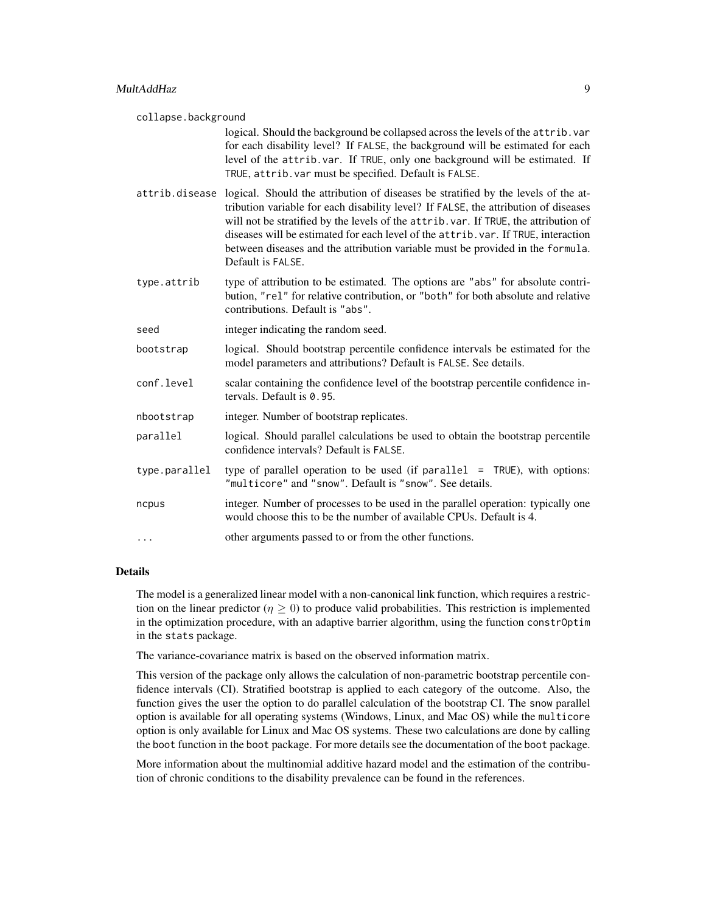`collapse.background`
: logical. Should the background be collapsed across the levels of the `attrib.var` for each disability level? If `FALSE`, the background will be estimated for each level of the `attrib.var`. If `TRUE`, only one background will be estimated. If `TRUE`, `attrib.var` must be specified. Default is `FALSE`.

`attrib.disease`
: logical. Should the attribution of diseases be stratified by the levels of the attribution variable for each disability level? If `FALSE`, the attribution of diseases will not be stratified by the levels of the `attrib.var`. If `TRUE`, the attribution of diseases will be estimated for each level of the `attrib.var`. If `TRUE`, interaction between diseases and the attribution variable must be provided in the `formula`. Default is `FALSE`.

`type.attrib`
: type of attribution to be estimated. The options are `"abs"` for absolute contribution, `"rel"` for relative contribution, or `"both"` for both absolute and relative contributions. Default is `"abs"`.

`seed`
: integer indicating the random seed.

`bootstrap`
: logical. Should bootstrap percentile confidence intervals be estimated for the model parameters and attributions? Default is `FALSE`. See details.

`conf.level`
: scalar containing the confidence level of the bootstrap percentile confidence intervals. Default is `0.95`.

`nbootstrap`
: integer. Number of bootstrap replicates.

`parallel`
: logical. Should parallel calculations be used to obtain the bootstrap percentile confidence intervals? Default is `FALSE`.

`type.parallel`
: type of parallel operation to be used (if `parallel = TRUE`), with options: `"multicore"` and `"snow"`. Default is `"snow"`. See details.

`ncpus`
: integer. Number of processes to be used in the parallel operation: typically one would choose this to be the number of available CPUs. Default is 4.

`...`
: other arguments passed to or from the other functions.

## Details

The model is a generalized linear model with a non-canonical link function, which requires a restriction on the linear predictor ($\eta \geq 0$) to produce valid probabilities. This restriction is implemented in the optimization procedure, with an adaptive barrier algorithm, using the function `constrOptim` in the `stats` package.

The variance-covariance matrix is based on the observed information matrix.

This version of the package only allows the calculation of non-parametric bootstrap percentile confidence intervals (CI). Stratified bootstrap is applied to each category of the outcome. Also, the function gives the user the option to do parallel calculation of the bootstrap CI. The `snow` parallel option is available for all operating systems (Windows, Linux, and Mac OS) while the `multicore` option is only available for Linux and Mac OS systems. These two calculations are done by calling the `boot` function in the `boot` package. For more details see the documentation of the `boot` package.

More information about the multinomial additive hazard model and the estimation of the contribution of chronic conditions to the disability prevalence can be found in the references.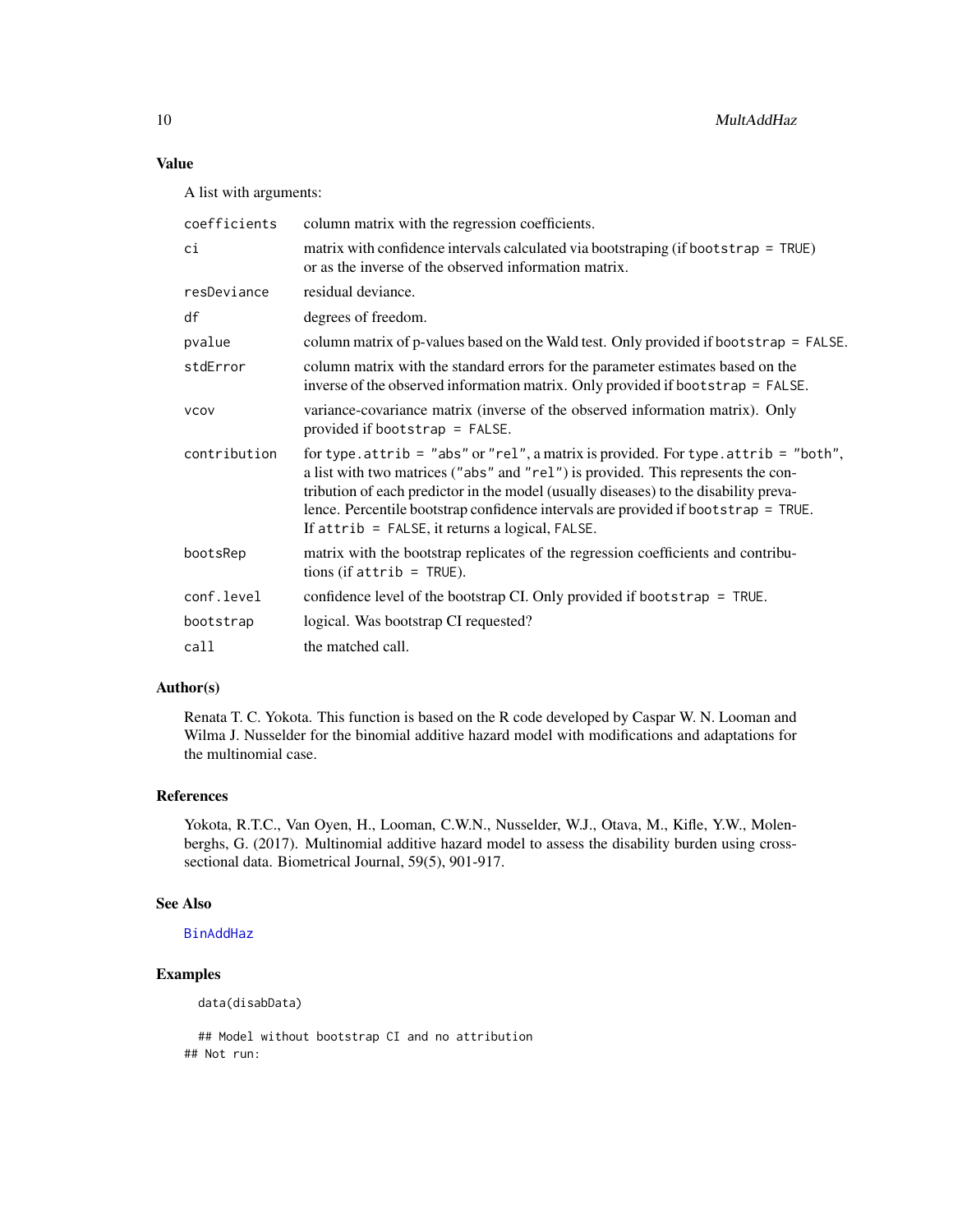### Value

A list with arguments:

| | |
|---|---|
| `coefficients` | column matrix with the regression coefficients. |
| `ci` | matrix with confidence intervals calculated via bootstraping (if `bootstrap = TRUE`) or as the inverse of the observed information matrix. |
| `resDeviance` | residual deviance. |
| `df` | degrees of freedom. |
| `pvalue` | column matrix of p-values based on the Wald test. Only provided if `bootstrap = FALSE`. |
| `stdError` | column matrix with the standard errors for the parameter estimates based on the inverse of the observed information matrix. Only provided if `bootstrap = FALSE`. |
| `vcov` | variance-covariance matrix (inverse of the observed information matrix). Only provided if `bootstrap = FALSE`. |
| `contribution` | for `type.attrib = "abs"` or `"rel"`, a matrix is provided. For `type.attrib = "both"`, a list with two matrices (`"abs"` and `"rel"`) is provided. This represents the contribution of each predictor in the model (usually diseases) to the disability prevalence. Percentile bootstrap confidence intervals are provided if `bootstrap = TRUE`. If `attrib = FALSE`, it returns a logical, `FALSE`. |
| `bootsRep` | matrix with the bootstrap replicates of the regression coefficients and contributions (if `attrib = TRUE`). |
| `conf.level` | confidence level of the bootstrap CI. Only provided if `bootstrap = TRUE`. |
| `bootstrap` | logical. Was bootstrap CI requested? |
| `call` | the matched call. |

### Author(s)

Renata T. C. Yokota. This function is based on the R code developed by Caspar W. N. Looman and Wilma J. Nusselder for the binomial additive hazard model with modifications and adaptations for the multinomial case.

### References

Yokota, R.T.C., Van Oyen, H., Looman, C.W.N., Nusselder, W.J., Otava, M., Kifle, Y.W., Molenberghs, G. (2017). Multinomial additive hazard model to assess the disability burden using cross-sectional data. Biometrical Journal, 59(5), 901-917.

### See Also

`BinAddHaz`

### Examples

```
  data(disabData)

  ## Model without bootstrap CI and no attribution
## Not run:
```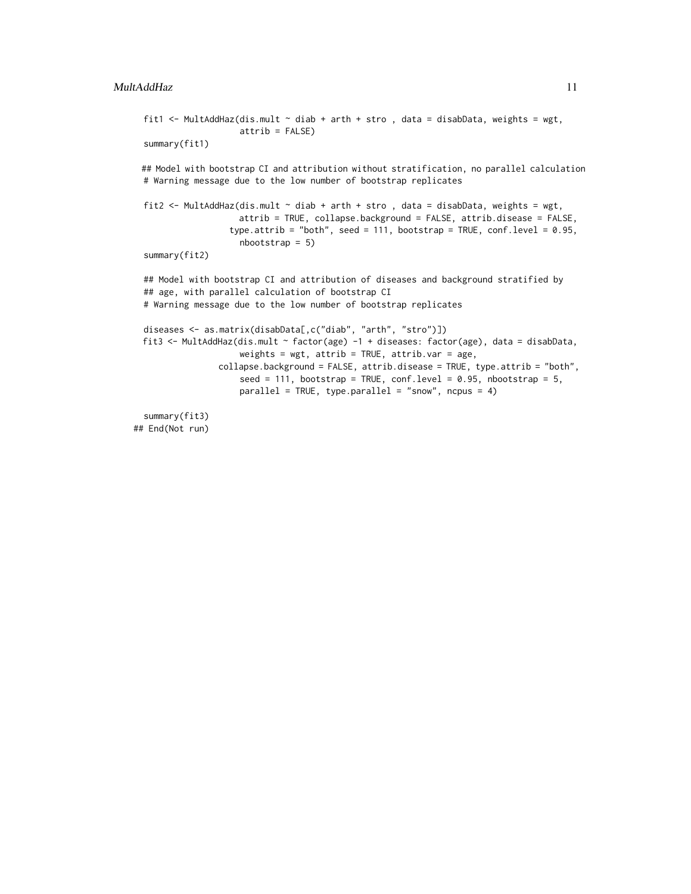```
  fit1 <- MultAddHaz(dis.mult ~ diab + arth + stro , data = disabData, weights = wgt,
                     attrib = FALSE)
  summary(fit1)

 ## Model with bootstrap CI and attribution without stratification, no parallel calculation
  # Warning message due to the low number of bootstrap replicates

  fit2 <- MultAddHaz(dis.mult ~ diab + arth + stro , data = disabData, weights = wgt,
                     attrib = TRUE, collapse.background = FALSE, attrib.disease = FALSE,
                   type.attrib = "both", seed = 111, bootstrap = TRUE, conf.level = 0.95,
                     nbootstrap = 5)
  summary(fit2)

  ## Model with bootstrap CI and attribution of diseases and background stratified by
  ## age, with parallel calculation of bootstrap CI
  # Warning message due to the low number of bootstrap replicates

  diseases <- as.matrix(disabData[,c("diab", "arth", "stro")])
  fit3 <- MultAddHaz(dis.mult ~ factor(age) -1 + diseases: factor(age), data = disabData,
                     weights = wgt, attrib = TRUE, attrib.var = age,
                 collapse.background = FALSE, attrib.disease = TRUE, type.attrib = "both",
                     seed = 111, bootstrap = TRUE, conf.level = 0.95, nbootstrap = 5,
                     parallel = TRUE, type.parallel = "snow", ncpus = 4)

  summary(fit3)
## End(Not run)
```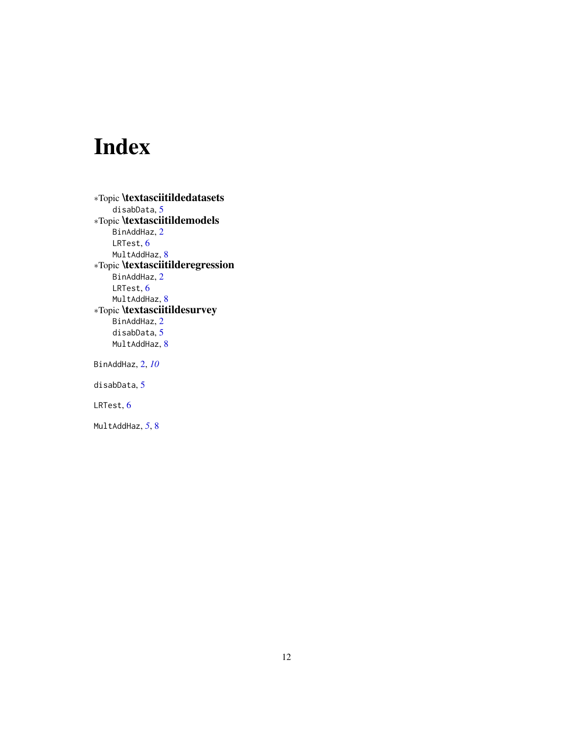# Index

∗Topic **\textasciitildedatasets**
  disabData, 5
∗Topic **\textasciitildemodels**
  BinAddHaz, 2
  LRTest, 6
  MultAddHaz, 8
∗Topic **\textasciitilderegression**
  BinAddHaz, 2
  LRTest, 6
  MultAddHaz, 8
∗Topic **\textasciitildesurvey**
  BinAddHaz, 2
  disabData, 5
  MultAddHaz, 8

BinAddHaz, 2, *10*

disabData, 5

LRTest, 6

MultAddHaz, *5*, 8